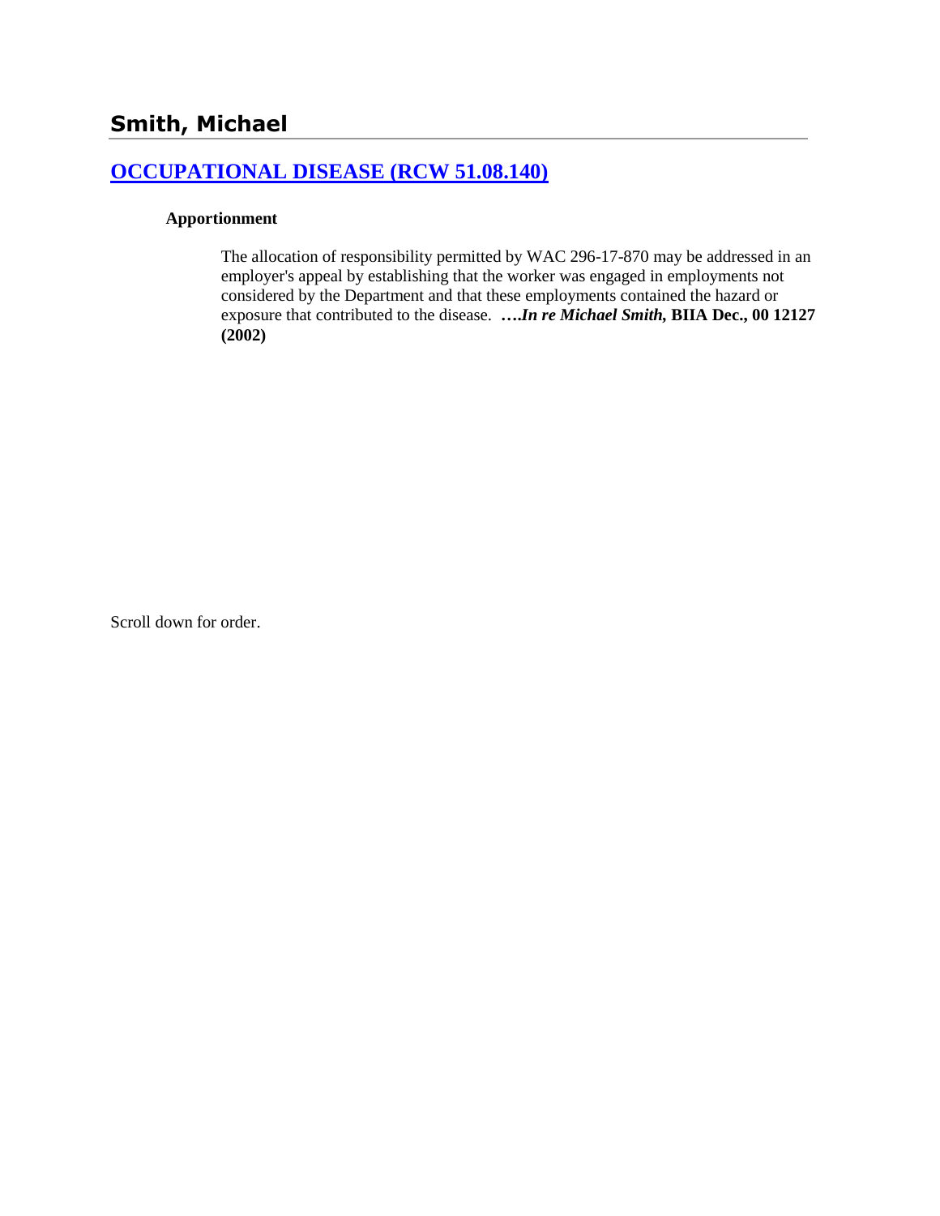# Smith, Michael

## [OCCUPATIONAL DISEASE (RCW 51.08.140)]

### Apportionment

The allocation of responsibility permitted by WAC 296-17-870 may be addressed in an employer's appeal by establishing that the worker was engaged in employments not considered by the Department and that these employments contained the hazard or exposure that contributed to the disease. ***….In re Michael Smith,* BIIA Dec., 00 12127 (2002)**

Scroll down for order.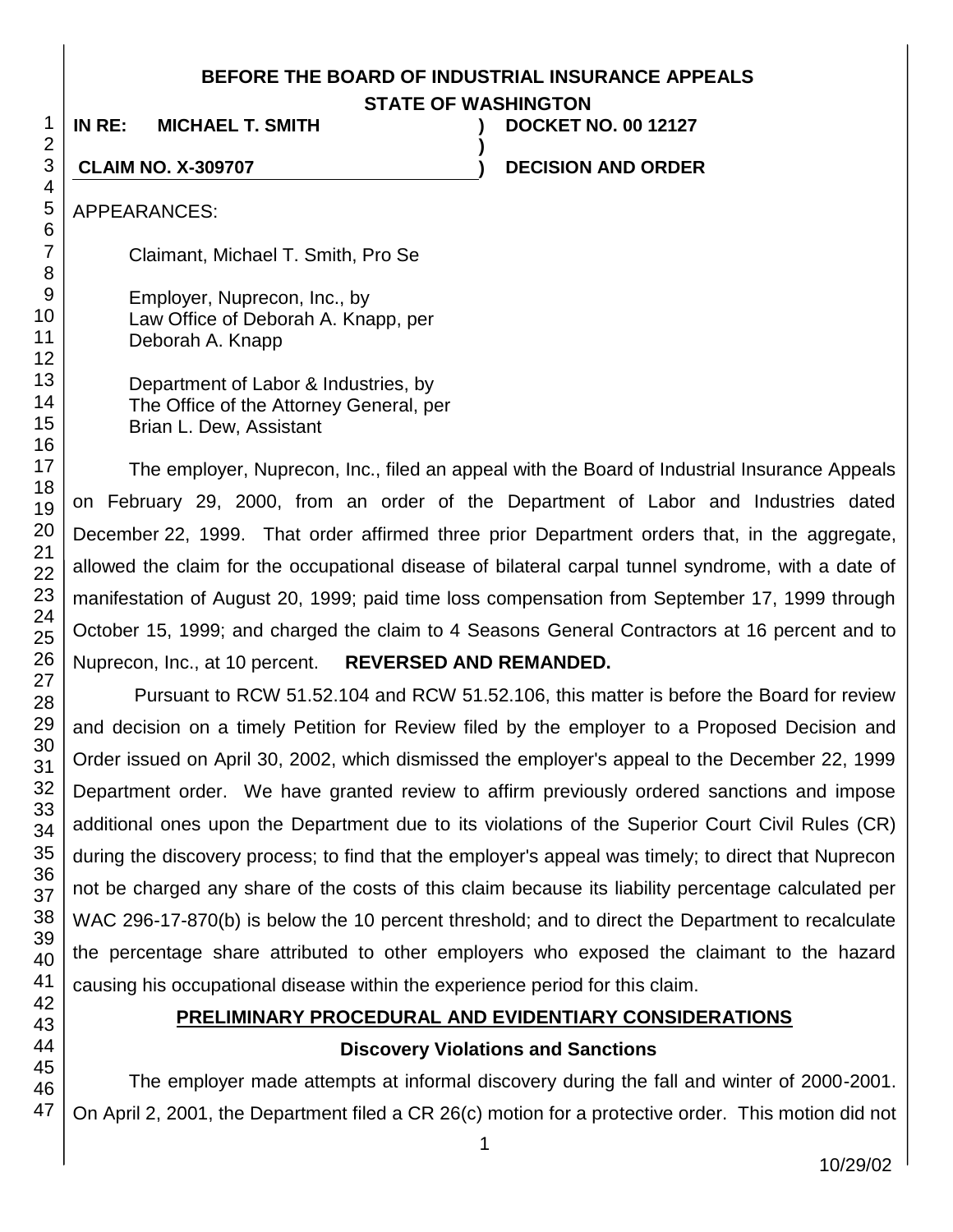**BEFORE THE BOARD OF INDUSTRIAL INSURANCE APPEALS**
**STATE OF WASHINGTON**

| | | |
|---|---|---|
| **IN RE: MICHAEL T. SMITH** | **)** | **DOCKET NO. 00 12127** |
| | **)** | |
| **CLAIM NO. X-309707** | **)** | **DECISION AND ORDER** |

APPEARANCES:

Claimant, Michael T. Smith, Pro Se

Employer, Nuprecon, Inc., by
Law Office of Deborah A. Knapp, per
Deborah A. Knapp

Department of Labor & Industries, by
The Office of the Attorney General, per
Brian L. Dew, Assistant

The employer, Nuprecon, Inc., filed an appeal with the Board of Industrial Insurance Appeals on February 29, 2000, from an order of the Department of Labor and Industries dated December 22, 1999. That order affirmed three prior Department orders that, in the aggregate, allowed the claim for the occupational disease of bilateral carpal tunnel syndrome, with a date of manifestation of August 20, 1999; paid time loss compensation from September 17, 1999 through October 15, 1999; and charged the claim to 4 Seasons General Contractors at 16 percent and to Nuprecon, Inc., at 10 percent. **REVERSED AND REMANDED.**

Pursuant to RCW 51.52.104 and RCW 51.52.106, this matter is before the Board for review and decision on a timely Petition for Review filed by the employer to a Proposed Decision and Order issued on April 30, 2002, which dismissed the employer's appeal to the December 22, 1999 Department order. We have granted review to affirm previously ordered sanctions and impose additional ones upon the Department due to its violations of the Superior Court Civil Rules (CR) during the discovery process; to find that the employer's appeal was timely; to direct that Nuprecon not be charged any share of the costs of this claim because its liability percentage calculated per WAC 296-17-870(b) is below the 10 percent threshold; and to direct the Department to recalculate the percentage share attributed to other employers who exposed the claimant to the hazard causing his occupational disease within the experience period for this claim.

## PRELIMINARY PROCEDURAL AND EVIDENTIARY CONSIDERATIONS

### Discovery Violations and Sanctions

The employer made attempts at informal discovery during the fall and winter of 2000-2001. On April 2, 2001, the Department filed a CR 26(c) motion for a protective order. This motion did not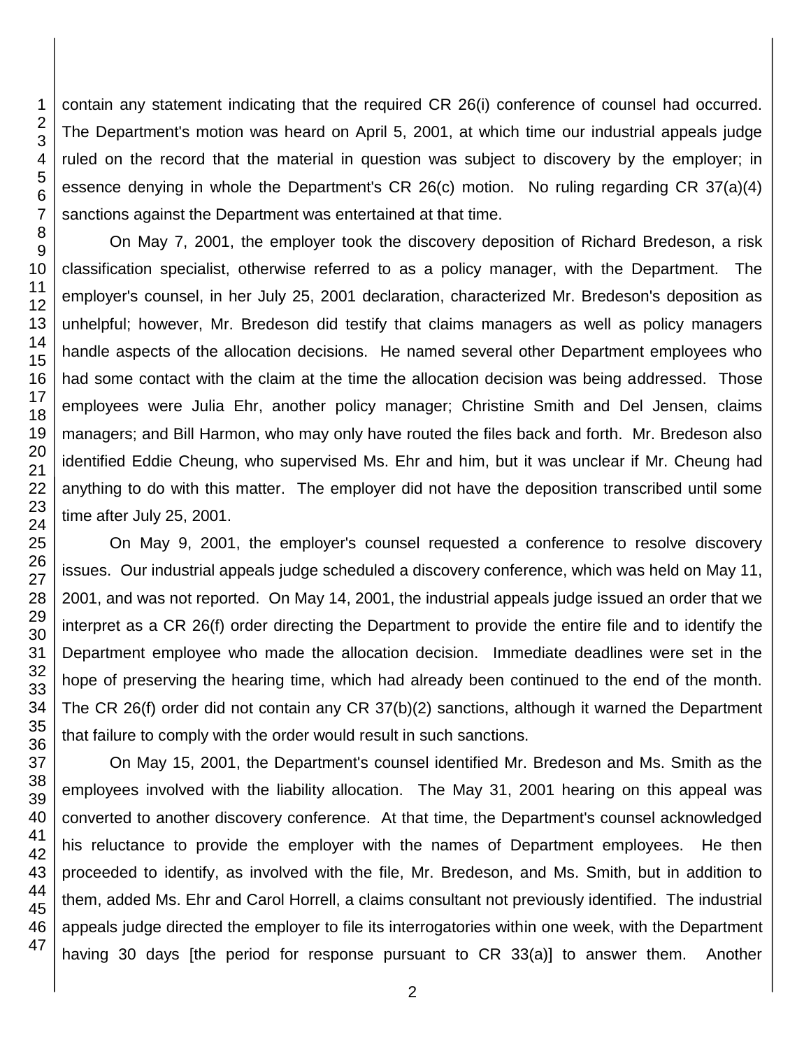contain any statement indicating that the required CR 26(i) conference of counsel had occurred. The Department's motion was heard on April 5, 2001, at which time our industrial appeals judge ruled on the record that the material in question was subject to discovery by the employer; in essence denying in whole the Department's CR 26(c) motion. No ruling regarding CR 37(a)(4) sanctions against the Department was entertained at that time.

On May 7, 2001, the employer took the discovery deposition of Richard Bredeson, a risk classification specialist, otherwise referred to as a policy manager, with the Department. The employer's counsel, in her July 25, 2001 declaration, characterized Mr. Bredeson's deposition as unhelpful; however, Mr. Bredeson did testify that claims managers as well as policy managers handle aspects of the allocation decisions. He named several other Department employees who had some contact with the claim at the time the allocation decision was being addressed. Those employees were Julia Ehr, another policy manager; Christine Smith and Del Jensen, claims managers; and Bill Harmon, who may only have routed the files back and forth. Mr. Bredeson also identified Eddie Cheung, who supervised Ms. Ehr and him, but it was unclear if Mr. Cheung had anything to do with this matter. The employer did not have the deposition transcribed until some time after July 25, 2001.

On May 9, 2001, the employer's counsel requested a conference to resolve discovery issues. Our industrial appeals judge scheduled a discovery conference, which was held on May 11, 2001, and was not reported. On May 14, 2001, the industrial appeals judge issued an order that we interpret as a CR 26(f) order directing the Department to provide the entire file and to identify the Department employee who made the allocation decision. Immediate deadlines were set in the hope of preserving the hearing time, which had already been continued to the end of the month. The CR 26(f) order did not contain any CR 37(b)(2) sanctions, although it warned the Department that failure to comply with the order would result in such sanctions.

On May 15, 2001, the Department's counsel identified Mr. Bredeson and Ms. Smith as the employees involved with the liability allocation. The May 31, 2001 hearing on this appeal was converted to another discovery conference. At that time, the Department's counsel acknowledged his reluctance to provide the employer with the names of Department employees. He then proceeded to identify, as involved with the file, Mr. Bredeson, and Ms. Smith, but in addition to them, added Ms. Ehr and Carol Horrell, a claims consultant not previously identified. The industrial appeals judge directed the employer to file its interrogatories within one week, with the Department having 30 days [the period for response pursuant to CR 33(a)] to answer them. Another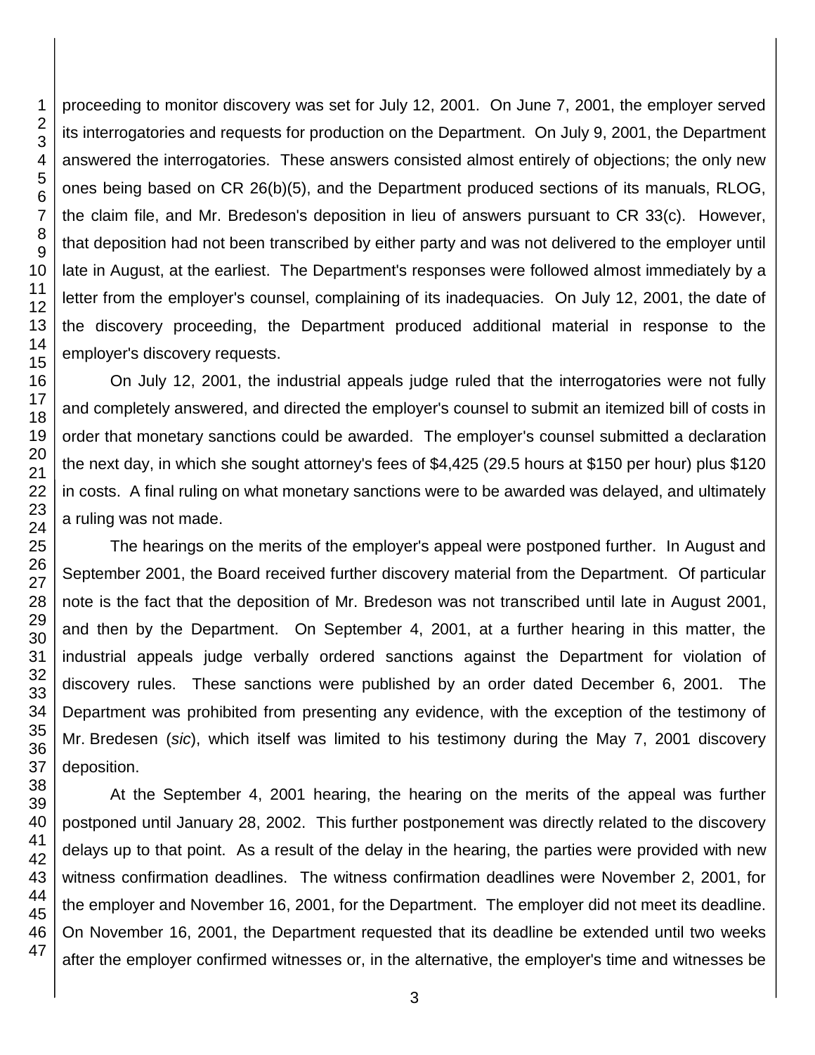proceeding to monitor discovery was set for July 12, 2001. On June 7, 2001, the employer served its interrogatories and requests for production on the Department. On July 9, 2001, the Department answered the interrogatories. These answers consisted almost entirely of objections; the only new ones being based on CR 26(b)(5), and the Department produced sections of its manuals, RLOG, the claim file, and Mr. Bredeson's deposition in lieu of answers pursuant to CR 33(c). However, that deposition had not been transcribed by either party and was not delivered to the employer until late in August, at the earliest. The Department's responses were followed almost immediately by a letter from the employer's counsel, complaining of its inadequacies. On July 12, 2001, the date of the discovery proceeding, the Department produced additional material in response to the employer's discovery requests.

On July 12, 2001, the industrial appeals judge ruled that the interrogatories were not fully and completely answered, and directed the employer's counsel to submit an itemized bill of costs in order that monetary sanctions could be awarded. The employer's counsel submitted a declaration the next day, in which she sought attorney's fees of $4,425 (29.5 hours at $150 per hour) plus $120 in costs. A final ruling on what monetary sanctions were to be awarded was delayed, and ultimately a ruling was not made.

The hearings on the merits of the employer's appeal were postponed further. In August and September 2001, the Board received further discovery material from the Department. Of particular note is the fact that the deposition of Mr. Bredeson was not transcribed until late in August 2001, and then by the Department. On September 4, 2001, at a further hearing in this matter, the industrial appeals judge verbally ordered sanctions against the Department for violation of discovery rules. These sanctions were published by an order dated December 6, 2001. The Department was prohibited from presenting any evidence, with the exception of the testimony of Mr. Bredesen (*sic*), which itself was limited to his testimony during the May 7, 2001 discovery deposition.

At the September 4, 2001 hearing, the hearing on the merits of the appeal was further postponed until January 28, 2002. This further postponement was directly related to the discovery delays up to that point. As a result of the delay in the hearing, the parties were provided with new witness confirmation deadlines. The witness confirmation deadlines were November 2, 2001, for the employer and November 16, 2001, for the Department. The employer did not meet its deadline. On November 16, 2001, the Department requested that its deadline be extended until two weeks after the employer confirmed witnesses or, in the alternative, the employer's time and witnesses be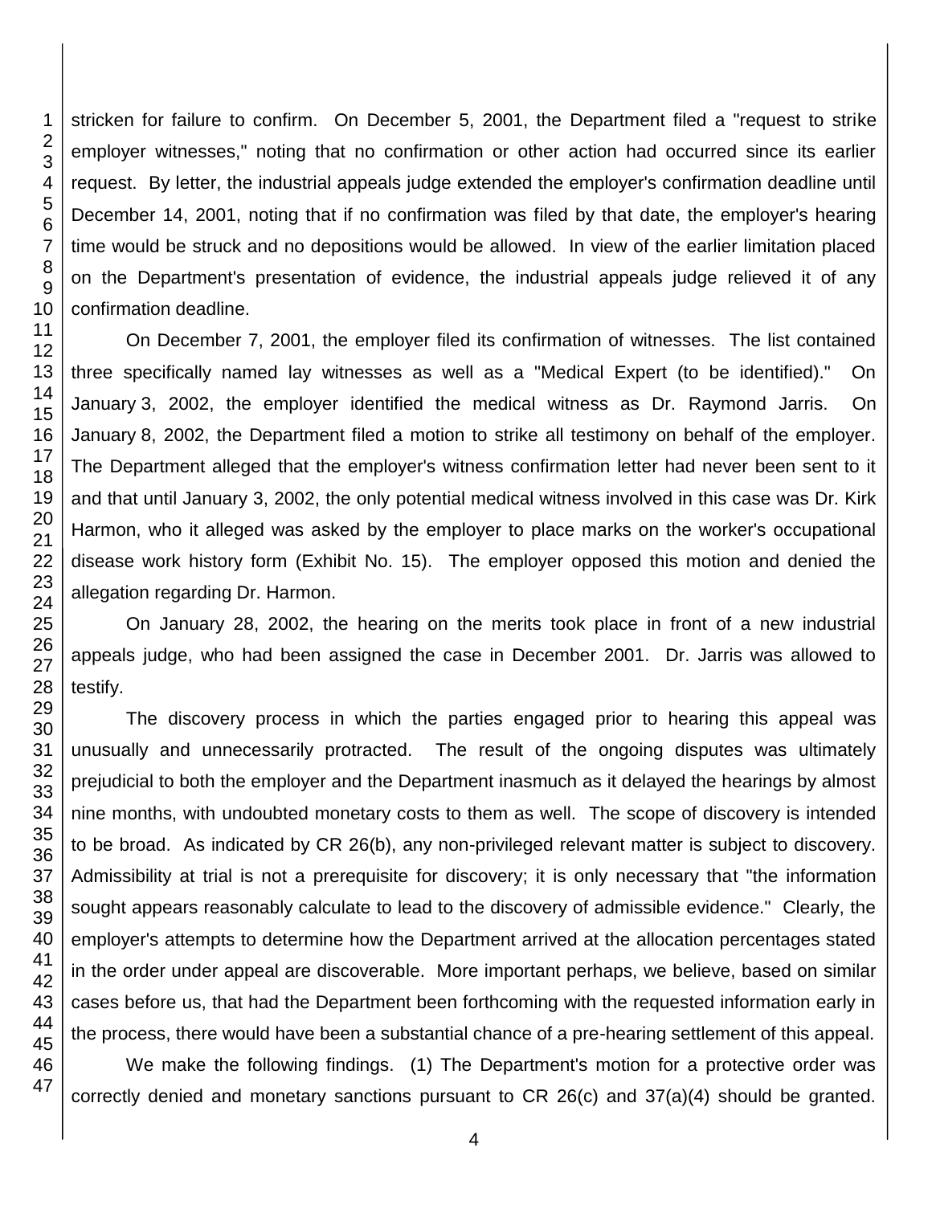stricken for failure to confirm. On December 5, 2001, the Department filed a "request to strike employer witnesses," noting that no confirmation or other action had occurred since its earlier request. By letter, the industrial appeals judge extended the employer's confirmation deadline until December 14, 2001, noting that if no confirmation was filed by that date, the employer's hearing time would be struck and no depositions would be allowed. In view of the earlier limitation placed on the Department's presentation of evidence, the industrial appeals judge relieved it of any confirmation deadline.

On December 7, 2001, the employer filed its confirmation of witnesses. The list contained three specifically named lay witnesses as well as a "Medical Expert (to be identified)." On January 3, 2002, the employer identified the medical witness as Dr. Raymond Jarris. On January 8, 2002, the Department filed a motion to strike all testimony on behalf of the employer. The Department alleged that the employer's witness confirmation letter had never been sent to it and that until January 3, 2002, the only potential medical witness involved in this case was Dr. Kirk Harmon, who it alleged was asked by the employer to place marks on the worker's occupational disease work history form (Exhibit No. 15). The employer opposed this motion and denied the allegation regarding Dr. Harmon.

On January 28, 2002, the hearing on the merits took place in front of a new industrial appeals judge, who had been assigned the case in December 2001. Dr. Jarris was allowed to testify.

The discovery process in which the parties engaged prior to hearing this appeal was unusually and unnecessarily protracted. The result of the ongoing disputes was ultimately prejudicial to both the employer and the Department inasmuch as it delayed the hearings by almost nine months, with undoubted monetary costs to them as well. The scope of discovery is intended to be broad. As indicated by CR 26(b), any non-privileged relevant matter is subject to discovery. Admissibility at trial is not a prerequisite for discovery; it is only necessary that "the information sought appears reasonably calculate to lead to the discovery of admissible evidence." Clearly, the employer's attempts to determine how the Department arrived at the allocation percentages stated in the order under appeal are discoverable. More important perhaps, we believe, based on similar cases before us, that had the Department been forthcoming with the requested information early in the process, there would have been a substantial chance of a pre-hearing settlement of this appeal.

We make the following findings. (1) The Department's motion for a protective order was correctly denied and monetary sanctions pursuant to CR 26(c) and 37(a)(4) should be granted.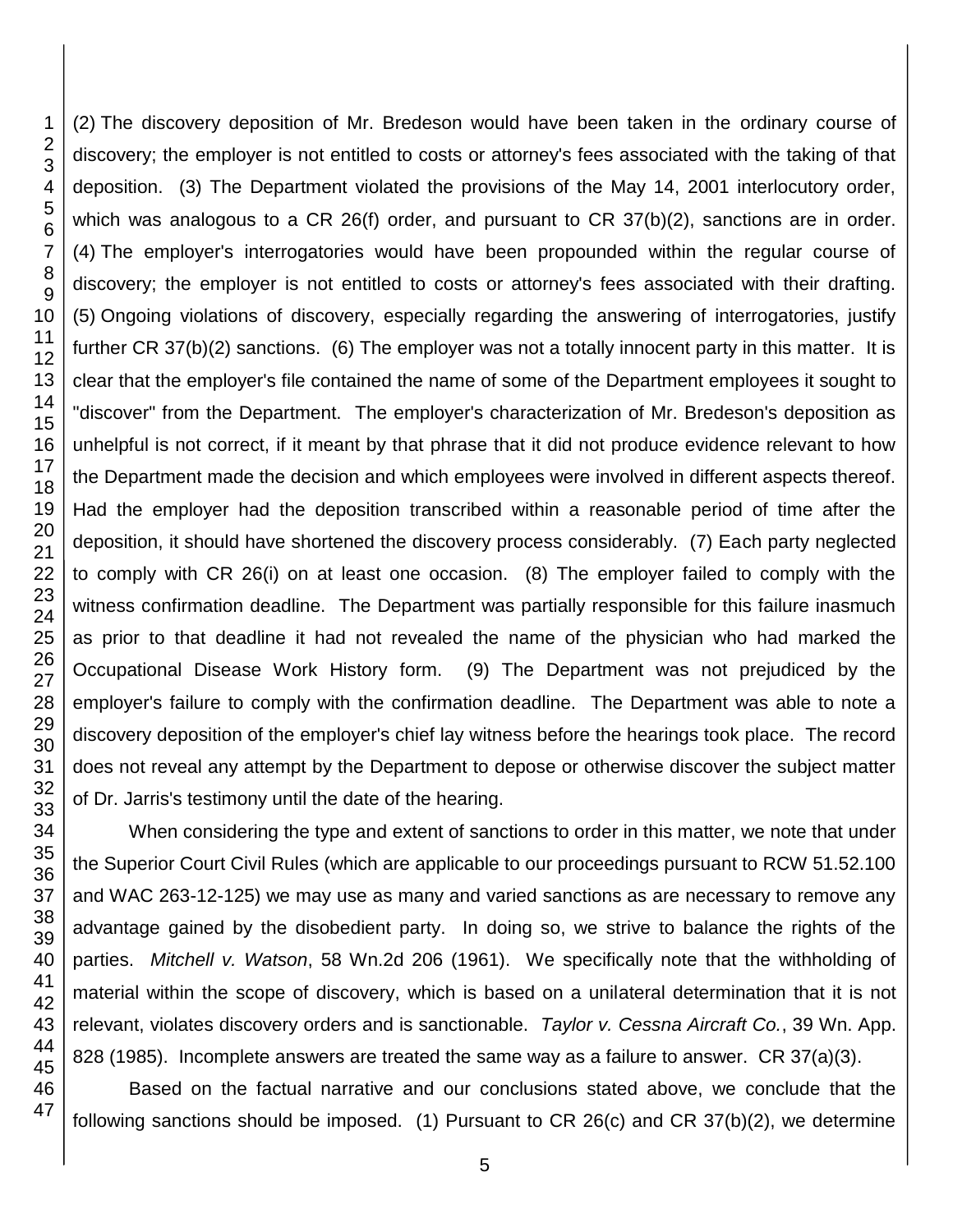(2) The discovery deposition of Mr. Bredeson would have been taken in the ordinary course of discovery; the employer is not entitled to costs or attorney's fees associated with the taking of that deposition. (3) The Department violated the provisions of the May 14, 2001 interlocutory order, which was analogous to a CR 26(f) order, and pursuant to CR 37(b)(2), sanctions are in order. (4) The employer's interrogatories would have been propounded within the regular course of discovery; the employer is not entitled to costs or attorney's fees associated with their drafting. (5) Ongoing violations of discovery, especially regarding the answering of interrogatories, justify further CR 37(b)(2) sanctions. (6) The employer was not a totally innocent party in this matter. It is clear that the employer's file contained the name of some of the Department employees it sought to "discover" from the Department. The employer's characterization of Mr. Bredeson's deposition as unhelpful is not correct, if it meant by that phrase that it did not produce evidence relevant to how the Department made the decision and which employees were involved in different aspects thereof. Had the employer had the deposition transcribed within a reasonable period of time after the deposition, it should have shortened the discovery process considerably. (7) Each party neglected to comply with CR 26(i) on at least one occasion. (8) The employer failed to comply with the witness confirmation deadline. The Department was partially responsible for this failure inasmuch as prior to that deadline it had not revealed the name of the physician who had marked the Occupational Disease Work History form. (9) The Department was not prejudiced by the employer's failure to comply with the confirmation deadline. The Department was able to note a discovery deposition of the employer's chief lay witness before the hearings took place. The record does not reveal any attempt by the Department to depose or otherwise discover the subject matter of Dr. Jarris's testimony until the date of the hearing.

When considering the type and extent of sanctions to order in this matter, we note that under the Superior Court Civil Rules (which are applicable to our proceedings pursuant to RCW 51.52.100 and WAC 263-12-125) we may use as many and varied sanctions as are necessary to remove any advantage gained by the disobedient party. In doing so, we strive to balance the rights of the parties. *Mitchell v. Watson*, 58 Wn.2d 206 (1961). We specifically note that the withholding of material within the scope of discovery, which is based on a unilateral determination that it is not relevant, violates discovery orders and is sanctionable. *Taylor v. Cessna Aircraft Co.*, 39 Wn. App. 828 (1985). Incomplete answers are treated the same way as a failure to answer. CR 37(a)(3).

Based on the factual narrative and our conclusions stated above, we conclude that the following sanctions should be imposed. (1) Pursuant to CR 26(c) and CR 37(b)(2), we determine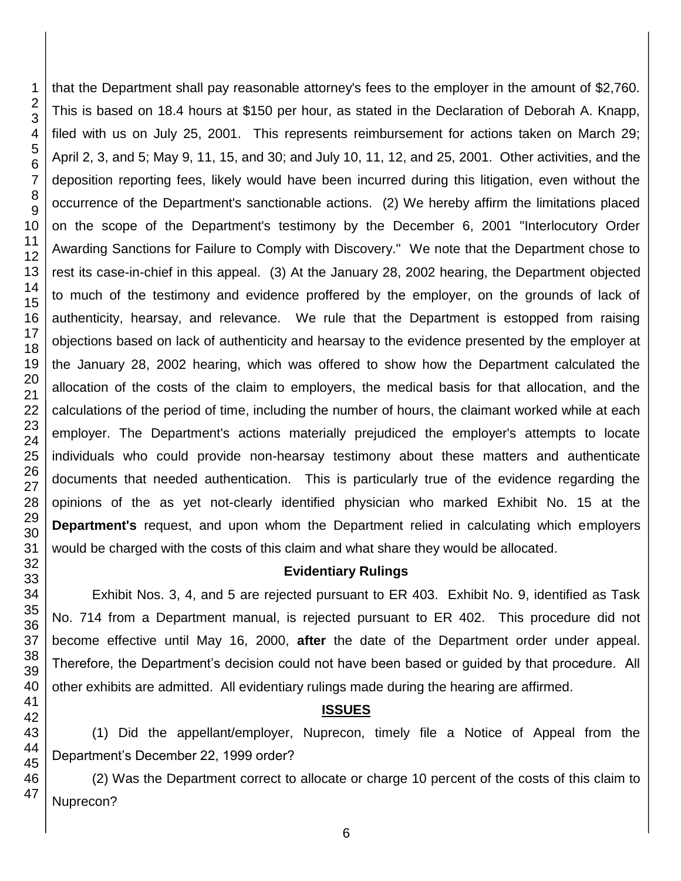that the Department shall pay reasonable attorney's fees to the employer in the amount of $2,760. This is based on 18.4 hours at $150 per hour, as stated in the Declaration of Deborah A. Knapp, filed with us on July 25, 2001. This represents reimbursement for actions taken on March 29; April 2, 3, and 5; May 9, 11, 15, and 30; and July 10, 11, 12, and 25, 2001. Other activities, and the deposition reporting fees, likely would have been incurred during this litigation, even without the occurrence of the Department's sanctionable actions. (2) We hereby affirm the limitations placed on the scope of the Department's testimony by the December 6, 2001 "Interlocutory Order Awarding Sanctions for Failure to Comply with Discovery." We note that the Department chose to rest its case-in-chief in this appeal. (3) At the January 28, 2002 hearing, the Department objected to much of the testimony and evidence proffered by the employer, on the grounds of lack of authenticity, hearsay, and relevance. We rule that the Department is estopped from raising objections based on lack of authenticity and hearsay to the evidence presented by the employer at the January 28, 2002 hearing, which was offered to show how the Department calculated the allocation of the costs of the claim to employers, the medical basis for that allocation, and the calculations of the period of time, including the number of hours, the claimant worked while at each employer. The Department's actions materially prejudiced the employer's attempts to locate individuals who could provide non-hearsay testimony about these matters and authenticate documents that needed authentication. This is particularly true of the evidence regarding the opinions of the as yet not-clearly identified physician who marked Exhibit No. 15 at the **Department's** request, and upon whom the Department relied in calculating which employers would be charged with the costs of this claim and what share they would be allocated.

**Evidentiary Rulings**

Exhibit Nos. 3, 4, and 5 are rejected pursuant to ER 403. Exhibit No. 9, identified as Task No. 714 from a Department manual, is rejected pursuant to ER 402. This procedure did not become effective until May 16, 2000, **after** the date of the Department order under appeal. Therefore, the Department's decision could not have been based or guided by that procedure. All other exhibits are admitted. All evidentiary rulings made during the hearing are affirmed.

## ISSUES

(1) Did the appellant/employer, Nuprecon, timely file a Notice of Appeal from the Department's December 22, 1999 order?

(2) Was the Department correct to allocate or charge 10 percent of the costs of this claim to Nuprecon?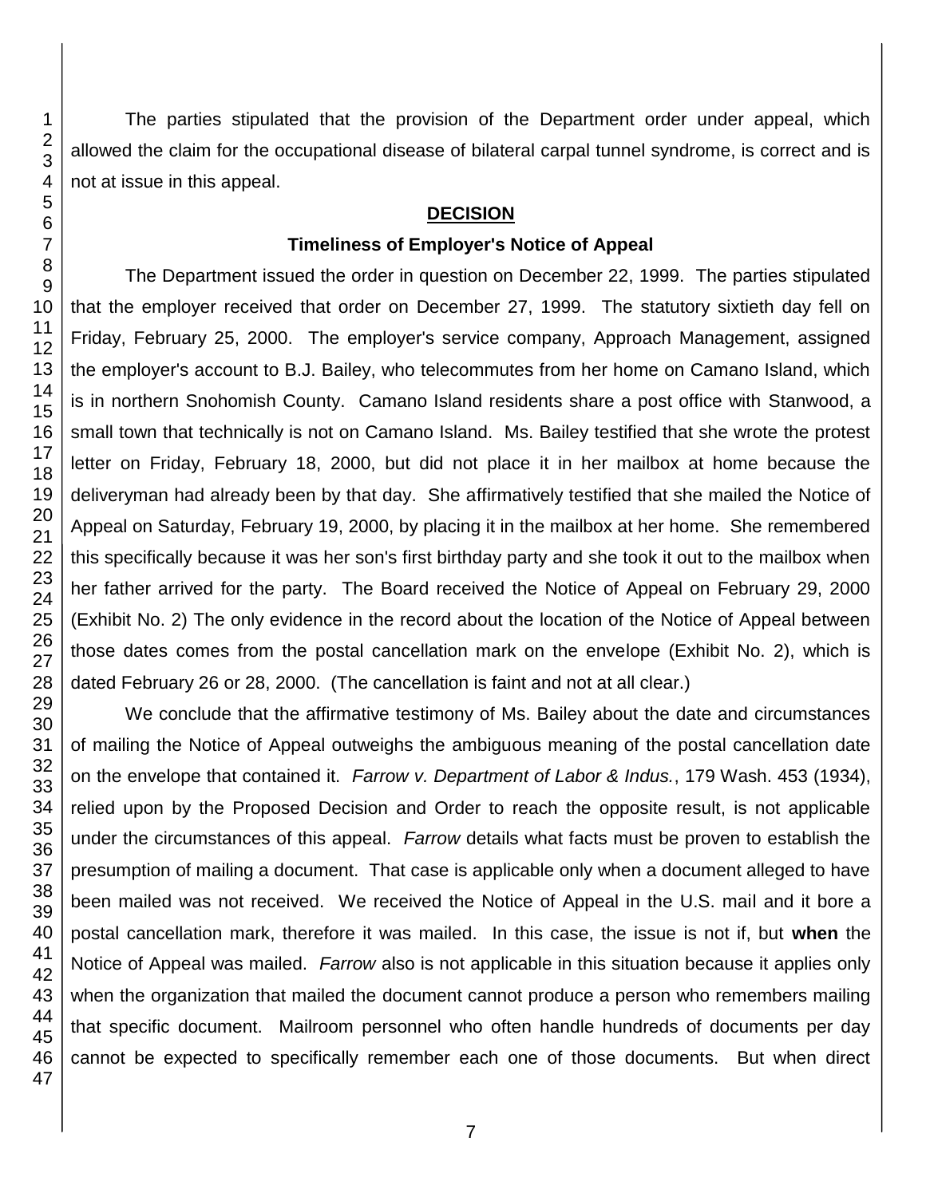The parties stipulated that the provision of the Department order under appeal, which allowed the claim for the occupational disease of bilateral carpal tunnel syndrome, is correct and is not at issue in this appeal.

## DECISION

### Timeliness of Employer's Notice of Appeal

The Department issued the order in question on December 22, 1999. The parties stipulated that the employer received that order on December 27, 1999. The statutory sixtieth day fell on Friday, February 25, 2000. The employer's service company, Approach Management, assigned the employer's account to B.J. Bailey, who telecommutes from her home on Camano Island, which is in northern Snohomish County. Camano Island residents share a post office with Stanwood, a small town that technically is not on Camano Island. Ms. Bailey testified that she wrote the protest letter on Friday, February 18, 2000, but did not place it in her mailbox at home because the deliveryman had already been by that day. She affirmatively testified that she mailed the Notice of Appeal on Saturday, February 19, 2000, by placing it in the mailbox at her home. She remembered this specifically because it was her son's first birthday party and she took it out to the mailbox when her father arrived for the party. The Board received the Notice of Appeal on February 29, 2000 (Exhibit No. 2) The only evidence in the record about the location of the Notice of Appeal between those dates comes from the postal cancellation mark on the envelope (Exhibit No. 2), which is dated February 26 or 28, 2000. (The cancellation is faint and not at all clear.)

We conclude that the affirmative testimony of Ms. Bailey about the date and circumstances of mailing the Notice of Appeal outweighs the ambiguous meaning of the postal cancellation date on the envelope that contained it. *Farrow v. Department of Labor & Indus.*, 179 Wash. 453 (1934), relied upon by the Proposed Decision and Order to reach the opposite result, is not applicable under the circumstances of this appeal. *Farrow* details what facts must be proven to establish the presumption of mailing a document. That case is applicable only when a document alleged to have been mailed was not received. We received the Notice of Appeal in the U.S. mail and it bore a postal cancellation mark, therefore it was mailed. In this case, the issue is not if, but **when** the Notice of Appeal was mailed. *Farrow* also is not applicable in this situation because it applies only when the organization that mailed the document cannot produce a person who remembers mailing that specific document. Mailroom personnel who often handle hundreds of documents per day cannot be expected to specifically remember each one of those documents. But when direct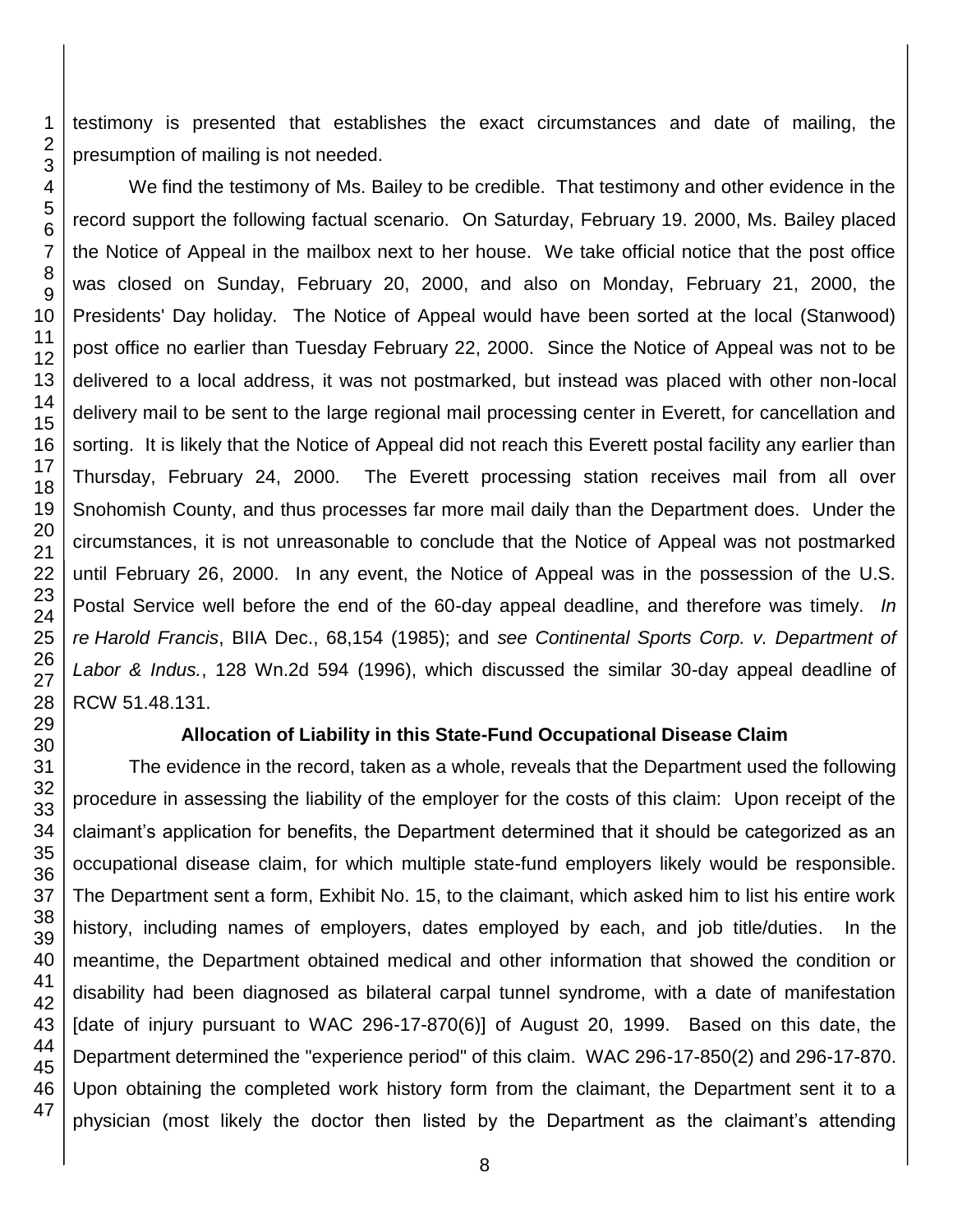testimony is presented that establishes the exact circumstances and date of mailing, the presumption of mailing is not needed.

We find the testimony of Ms. Bailey to be credible. That testimony and other evidence in the record support the following factual scenario. On Saturday, February 19. 2000, Ms. Bailey placed the Notice of Appeal in the mailbox next to her house. We take official notice that the post office was closed on Sunday, February 20, 2000, and also on Monday, February 21, 2000, the Presidents' Day holiday. The Notice of Appeal would have been sorted at the local (Stanwood) post office no earlier than Tuesday February 22, 2000. Since the Notice of Appeal was not to be delivered to a local address, it was not postmarked, but instead was placed with other non-local delivery mail to be sent to the large regional mail processing center in Everett, for cancellation and sorting. It is likely that the Notice of Appeal did not reach this Everett postal facility any earlier than Thursday, February 24, 2000. The Everett processing station receives mail from all over Snohomish County, and thus processes far more mail daily than the Department does. Under the circumstances, it is not unreasonable to conclude that the Notice of Appeal was not postmarked until February 26, 2000. In any event, the Notice of Appeal was in the possession of the U.S. Postal Service well before the end of the 60-day appeal deadline, and therefore was timely. *In re Harold Francis*, BIIA Dec., 68,154 (1985); and *see Continental Sports Corp. v. Department of Labor & Indus.*, 128 Wn.2d 594 (1996), which discussed the similar 30-day appeal deadline of RCW 51.48.131.

### Allocation of Liability in this State-Fund Occupational Disease Claim

The evidence in the record, taken as a whole, reveals that the Department used the following procedure in assessing the liability of the employer for the costs of this claim: Upon receipt of the claimant's application for benefits, the Department determined that it should be categorized as an occupational disease claim, for which multiple state-fund employers likely would be responsible. The Department sent a form, Exhibit No. 15, to the claimant, which asked him to list his entire work history, including names of employers, dates employed by each, and job title/duties. In the meantime, the Department obtained medical and other information that showed the condition or disability had been diagnosed as bilateral carpal tunnel syndrome, with a date of manifestation [date of injury pursuant to WAC 296-17-870(6)] of August 20, 1999. Based on this date, the Department determined the "experience period" of this claim. WAC 296-17-850(2) and 296-17-870. Upon obtaining the completed work history form from the claimant, the Department sent it to a physician (most likely the doctor then listed by the Department as the claimant's attending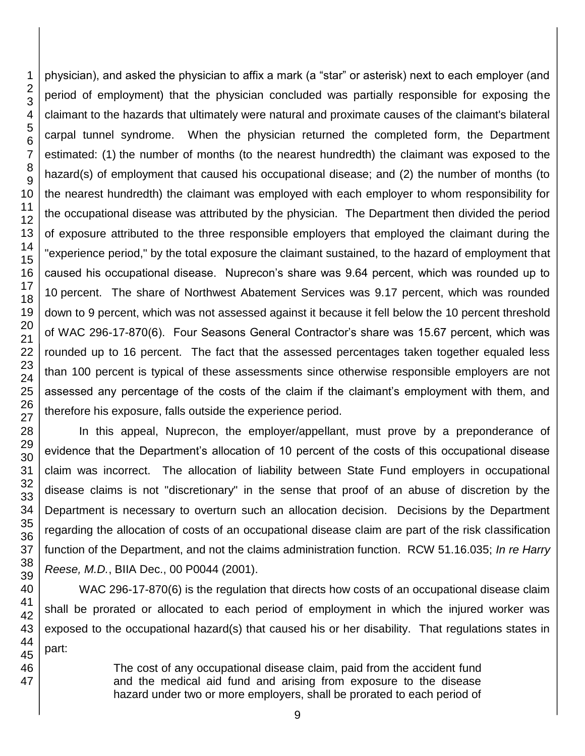physician), and asked the physician to affix a mark (a "star" or asterisk) next to each employer (and period of employment) that the physician concluded was partially responsible for exposing the claimant to the hazards that ultimately were natural and proximate causes of the claimant's bilateral carpal tunnel syndrome. When the physician returned the completed form, the Department estimated: (1) the number of months (to the nearest hundredth) the claimant was exposed to the hazard(s) of employment that caused his occupational disease; and (2) the number of months (to the nearest hundredth) the claimant was employed with each employer to whom responsibility for the occupational disease was attributed by the physician. The Department then divided the period of exposure attributed to the three responsible employers that employed the claimant during the "experience period," by the total exposure the claimant sustained, to the hazard of employment that caused his occupational disease. Nuprecon's share was 9.64 percent, which was rounded up to 10 percent. The share of Northwest Abatement Services was 9.17 percent, which was rounded down to 9 percent, which was not assessed against it because it fell below the 10 percent threshold of WAC 296-17-870(6). Four Seasons General Contractor's share was 15.67 percent, which was rounded up to 16 percent. The fact that the assessed percentages taken together equaled less than 100 percent is typical of these assessments since otherwise responsible employers are not assessed any percentage of the costs of the claim if the claimant's employment with them, and therefore his exposure, falls outside the experience period.

In this appeal, Nuprecon, the employer/appellant, must prove by a preponderance of evidence that the Department's allocation of 10 percent of the costs of this occupational disease claim was incorrect. The allocation of liability between State Fund employers in occupational disease claims is not "discretionary" in the sense that proof of an abuse of discretion by the Department is necessary to overturn such an allocation decision. Decisions by the Department regarding the allocation of costs of an occupational disease claim are part of the risk classification function of the Department, and not the claims administration function. RCW 51.16.035; *In re Harry Reese, M.D.*, BIIA Dec., 00 P0044 (2001).

WAC 296-17-870(6) is the regulation that directs how costs of an occupational disease claim shall be prorated or allocated to each period of employment in which the injured worker was exposed to the occupational hazard(s) that caused his or her disability. That regulations states in part:

> The cost of any occupational disease claim, paid from the accident fund and the medical aid fund and arising from exposure to the disease hazard under two or more employers, shall be prorated to each period of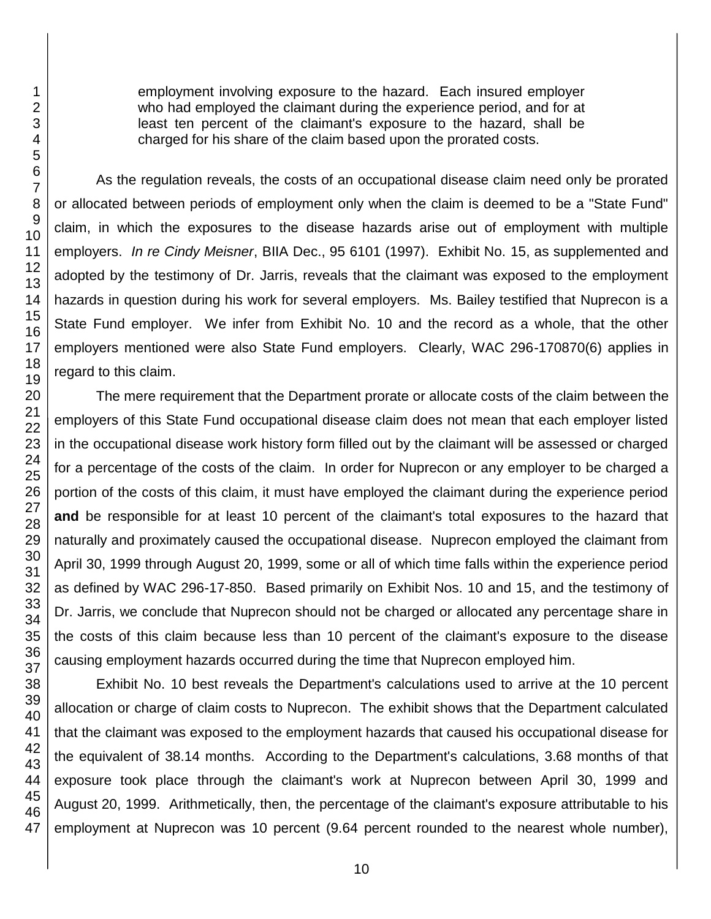employment involving exposure to the hazard. Each insured employer who had employed the claimant during the experience period, and for at least ten percent of the claimant's exposure to the hazard, shall be charged for his share of the claim based upon the prorated costs.

As the regulation reveals, the costs of an occupational disease claim need only be prorated or allocated between periods of employment only when the claim is deemed to be a "State Fund" claim, in which the exposures to the disease hazards arise out of employment with multiple employers. *In re Cindy Meisner*, BIIA Dec., 95 6101 (1997). Exhibit No. 15, as supplemented and adopted by the testimony of Dr. Jarris, reveals that the claimant was exposed to the employment hazards in question during his work for several employers. Ms. Bailey testified that Nuprecon is a State Fund employer. We infer from Exhibit No. 10 and the record as a whole, that the other employers mentioned were also State Fund employers. Clearly, WAC 296-170870(6) applies in regard to this claim.

The mere requirement that the Department prorate or allocate costs of the claim between the employers of this State Fund occupational disease claim does not mean that each employer listed in the occupational disease work history form filled out by the claimant will be assessed or charged for a percentage of the costs of the claim. In order for Nuprecon or any employer to be charged a portion of the costs of this claim, it must have employed the claimant during the experience period **and** be responsible for at least 10 percent of the claimant's total exposures to the hazard that naturally and proximately caused the occupational disease. Nuprecon employed the claimant from April 30, 1999 through August 20, 1999, some or all of which time falls within the experience period as defined by WAC 296-17-850. Based primarily on Exhibit Nos. 10 and 15, and the testimony of Dr. Jarris, we conclude that Nuprecon should not be charged or allocated any percentage share in the costs of this claim because less than 10 percent of the claimant's exposure to the disease causing employment hazards occurred during the time that Nuprecon employed him.

Exhibit No. 10 best reveals the Department's calculations used to arrive at the 10 percent allocation or charge of claim costs to Nuprecon. The exhibit shows that the Department calculated that the claimant was exposed to the employment hazards that caused his occupational disease for the equivalent of 38.14 months. According to the Department's calculations, 3.68 months of that exposure took place through the claimant's work at Nuprecon between April 30, 1999 and August 20, 1999. Arithmetically, then, the percentage of the claimant's exposure attributable to his employment at Nuprecon was 10 percent (9.64 percent rounded to the nearest whole number),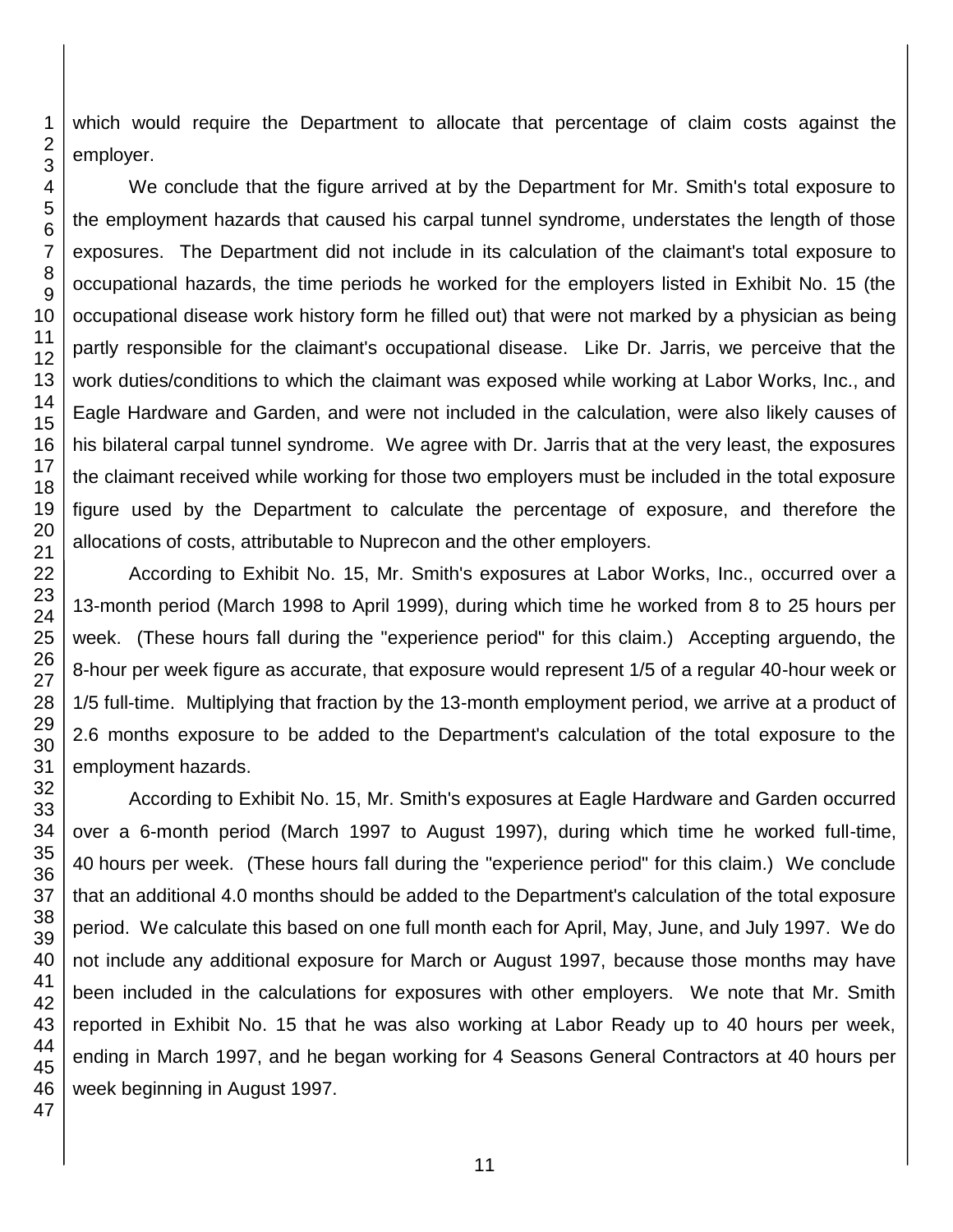which would require the Department to allocate that percentage of claim costs against the employer.

We conclude that the figure arrived at by the Department for Mr. Smith's total exposure to the employment hazards that caused his carpal tunnel syndrome, understates the length of those exposures. The Department did not include in its calculation of the claimant's total exposure to occupational hazards, the time periods he worked for the employers listed in Exhibit No. 15 (the occupational disease work history form he filled out) that were not marked by a physician as being partly responsible for the claimant's occupational disease. Like Dr. Jarris, we perceive that the work duties/conditions to which the claimant was exposed while working at Labor Works, Inc., and Eagle Hardware and Garden, and were not included in the calculation, were also likely causes of his bilateral carpal tunnel syndrome. We agree with Dr. Jarris that at the very least, the exposures the claimant received while working for those two employers must be included in the total exposure figure used by the Department to calculate the percentage of exposure, and therefore the allocations of costs, attributable to Nuprecon and the other employers.

According to Exhibit No. 15, Mr. Smith's exposures at Labor Works, Inc., occurred over a 13-month period (March 1998 to April 1999), during which time he worked from 8 to 25 hours per week. (These hours fall during the "experience period" for this claim.) Accepting arguendo, the 8-hour per week figure as accurate, that exposure would represent 1/5 of a regular 40-hour week or 1/5 full-time. Multiplying that fraction by the 13-month employment period, we arrive at a product of 2.6 months exposure to be added to the Department's calculation of the total exposure to the employment hazards.

According to Exhibit No. 15, Mr. Smith's exposures at Eagle Hardware and Garden occurred over a 6-month period (March 1997 to August 1997), during which time he worked full-time, 40 hours per week. (These hours fall during the "experience period" for this claim.) We conclude that an additional 4.0 months should be added to the Department's calculation of the total exposure period. We calculate this based on one full month each for April, May, June, and July 1997. We do not include any additional exposure for March or August 1997, because those months may have been included in the calculations for exposures with other employers. We note that Mr. Smith reported in Exhibit No. 15 that he was also working at Labor Ready up to 40 hours per week, ending in March 1997, and he began working for 4 Seasons General Contractors at 40 hours per week beginning in August 1997.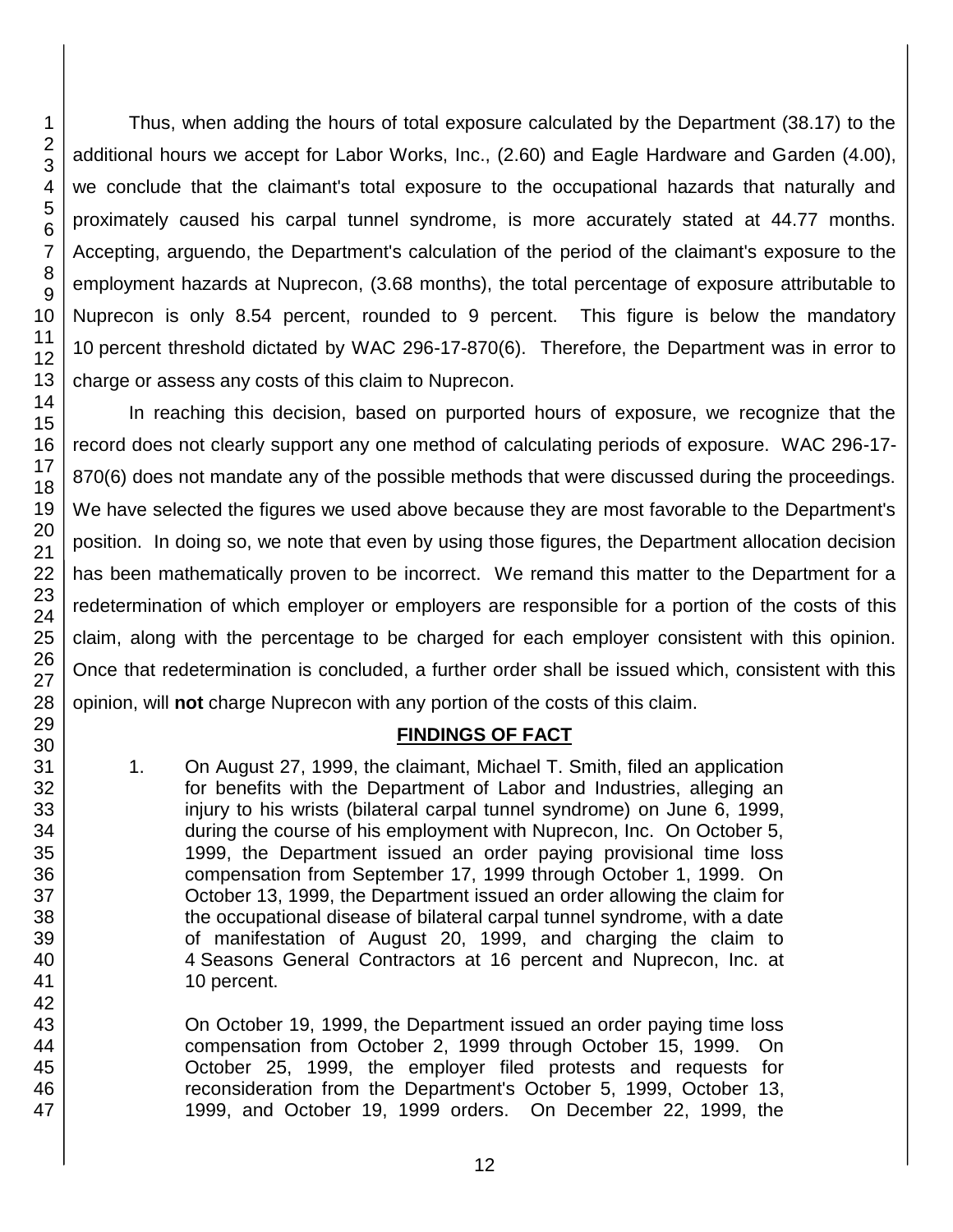Thus, when adding the hours of total exposure calculated by the Department (38.17) to the additional hours we accept for Labor Works, Inc., (2.60) and Eagle Hardware and Garden (4.00), we conclude that the claimant's total exposure to the occupational hazards that naturally and proximately caused his carpal tunnel syndrome, is more accurately stated at 44.77 months. Accepting, arguendo, the Department's calculation of the period of the claimant's exposure to the employment hazards at Nuprecon, (3.68 months), the total percentage of exposure attributable to Nuprecon is only 8.54 percent, rounded to 9 percent. This figure is below the mandatory 10 percent threshold dictated by WAC 296-17-870(6). Therefore, the Department was in error to charge or assess any costs of this claim to Nuprecon.

In reaching this decision, based on purported hours of exposure, we recognize that the record does not clearly support any one method of calculating periods of exposure. WAC 296-17-870(6) does not mandate any of the possible methods that were discussed during the proceedings. We have selected the figures we used above because they are most favorable to the Department's position. In doing so, we note that even by using those figures, the Department allocation decision has been mathematically proven to be incorrect. We remand this matter to the Department for a redetermination of which employer or employers are responsible for a portion of the costs of this claim, along with the percentage to be charged for each employer consistent with this opinion. Once that redetermination is concluded, a further order shall be issued which, consistent with this opinion, will **not** charge Nuprecon with any portion of the costs of this claim.

## FINDINGS OF FACT

1. On August 27, 1999, the claimant, Michael T. Smith, filed an application for benefits with the Department of Labor and Industries, alleging an injury to his wrists (bilateral carpal tunnel syndrome) on June 6, 1999, during the course of his employment with Nuprecon, Inc. On October 5, 1999, the Department issued an order paying provisional time loss compensation from September 17, 1999 through October 1, 1999. On October 13, 1999, the Department issued an order allowing the claim for the occupational disease of bilateral carpal tunnel syndrome, with a date of manifestation of August 20, 1999, and charging the claim to 4 Seasons General Contractors at 16 percent and Nuprecon, Inc. at 10 percent.

   On October 19, 1999, the Department issued an order paying time loss compensation from October 2, 1999 through October 15, 1999. On October 25, 1999, the employer filed protests and requests for reconsideration from the Department's October 5, 1999, October 13, 1999, and October 19, 1999 orders. On December 22, 1999, the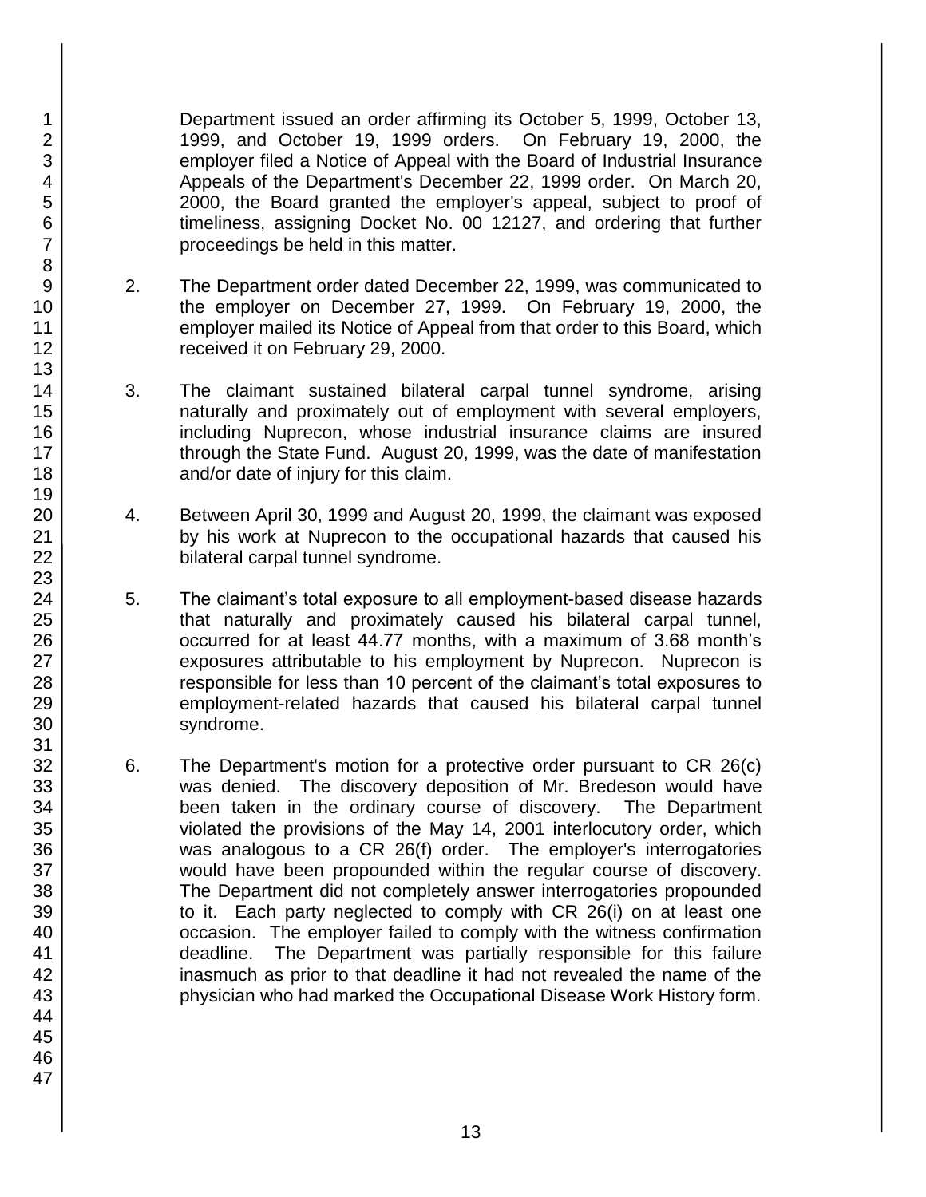Department issued an order affirming its October 5, 1999, October 13, 1999, and October 19, 1999 orders. On February 19, 2000, the employer filed a Notice of Appeal with the Board of Industrial Insurance Appeals of the Department's December 22, 1999 order. On March 20, 2000, the Board granted the employer's appeal, subject to proof of timeliness, assigning Docket No. 00 12127, and ordering that further proceedings be held in this matter.

2. The Department order dated December 22, 1999, was communicated to the employer on December 27, 1999. On February 19, 2000, the employer mailed its Notice of Appeal from that order to this Board, which received it on February 29, 2000.

3. The claimant sustained bilateral carpal tunnel syndrome, arising naturally and proximately out of employment with several employers, including Nuprecon, whose industrial insurance claims are insured through the State Fund. August 20, 1999, was the date of manifestation and/or date of injury for this claim.

4. Between April 30, 1999 and August 20, 1999, the claimant was exposed by his work at Nuprecon to the occupational hazards that caused his bilateral carpal tunnel syndrome.

5. The claimant's total exposure to all employment-based disease hazards that naturally and proximately caused his bilateral carpal tunnel, occurred for at least 44.77 months, with a maximum of 3.68 month's exposures attributable to his employment by Nuprecon. Nuprecon is responsible for less than 10 percent of the claimant's total exposures to employment-related hazards that caused his bilateral carpal tunnel syndrome.

6. The Department's motion for a protective order pursuant to CR 26(c) was denied. The discovery deposition of Mr. Bredeson would have been taken in the ordinary course of discovery. The Department violated the provisions of the May 14, 2001 interlocutory order, which was analogous to a CR 26(f) order. The employer's interrogatories would have been propounded within the regular course of discovery. The Department did not completely answer interrogatories propounded to it. Each party neglected to comply with CR 26(i) on at least one occasion. The employer failed to comply with the witness confirmation deadline. The Department was partially responsible for this failure inasmuch as prior to that deadline it had not revealed the name of the physician who had marked the Occupational Disease Work History form.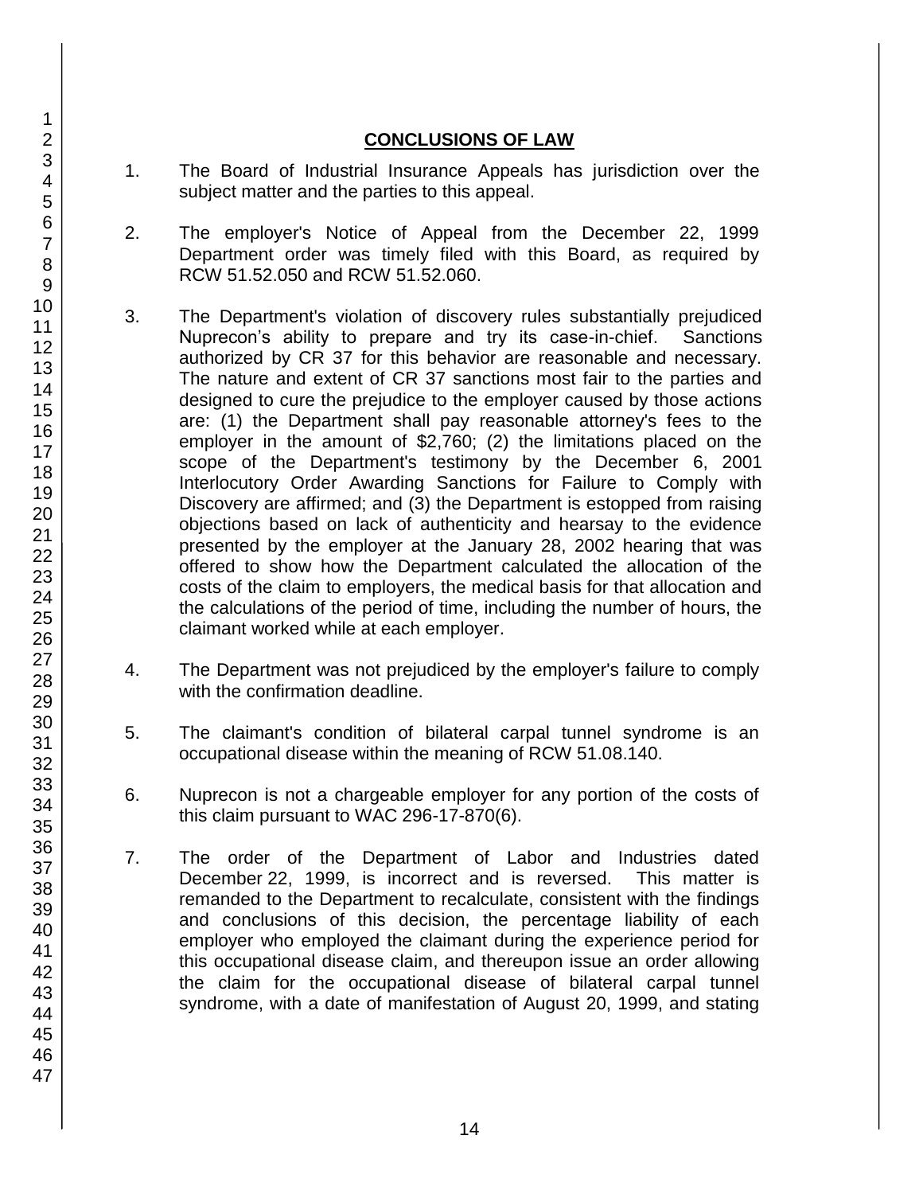## CONCLUSIONS OF LAW

1. The Board of Industrial Insurance Appeals has jurisdiction over the subject matter and the parties to this appeal.

2. The employer's Notice of Appeal from the December 22, 1999 Department order was timely filed with this Board, as required by RCW 51.52.050 and RCW 51.52.060.

3. The Department's violation of discovery rules substantially prejudiced Nuprecon's ability to prepare and try its case-in-chief. Sanctions authorized by CR 37 for this behavior are reasonable and necessary. The nature and extent of CR 37 sanctions most fair to the parties and designed to cure the prejudice to the employer caused by those actions are: (1) the Department shall pay reasonable attorney's fees to the employer in the amount of $2,760; (2) the limitations placed on the scope of the Department's testimony by the December 6, 2001 Interlocutory Order Awarding Sanctions for Failure to Comply with Discovery are affirmed; and (3) the Department is estopped from raising objections based on lack of authenticity and hearsay to the evidence presented by the employer at the January 28, 2002 hearing that was offered to show how the Department calculated the allocation of the costs of the claim to employers, the medical basis for that allocation and the calculations of the period of time, including the number of hours, the claimant worked while at each employer.

4. The Department was not prejudiced by the employer's failure to comply with the confirmation deadline.

5. The claimant's condition of bilateral carpal tunnel syndrome is an occupational disease within the meaning of RCW 51.08.140.

6. Nuprecon is not a chargeable employer for any portion of the costs of this claim pursuant to WAC 296-17-870(6).

7. The order of the Department of Labor and Industries dated December 22, 1999, is incorrect and is reversed. This matter is remanded to the Department to recalculate, consistent with the findings and conclusions of this decision, the percentage liability of each employer who employed the claimant during the experience period for this occupational disease claim, and thereupon issue an order allowing the claim for the occupational disease of bilateral carpal tunnel syndrome, with a date of manifestation of August 20, 1999, and stating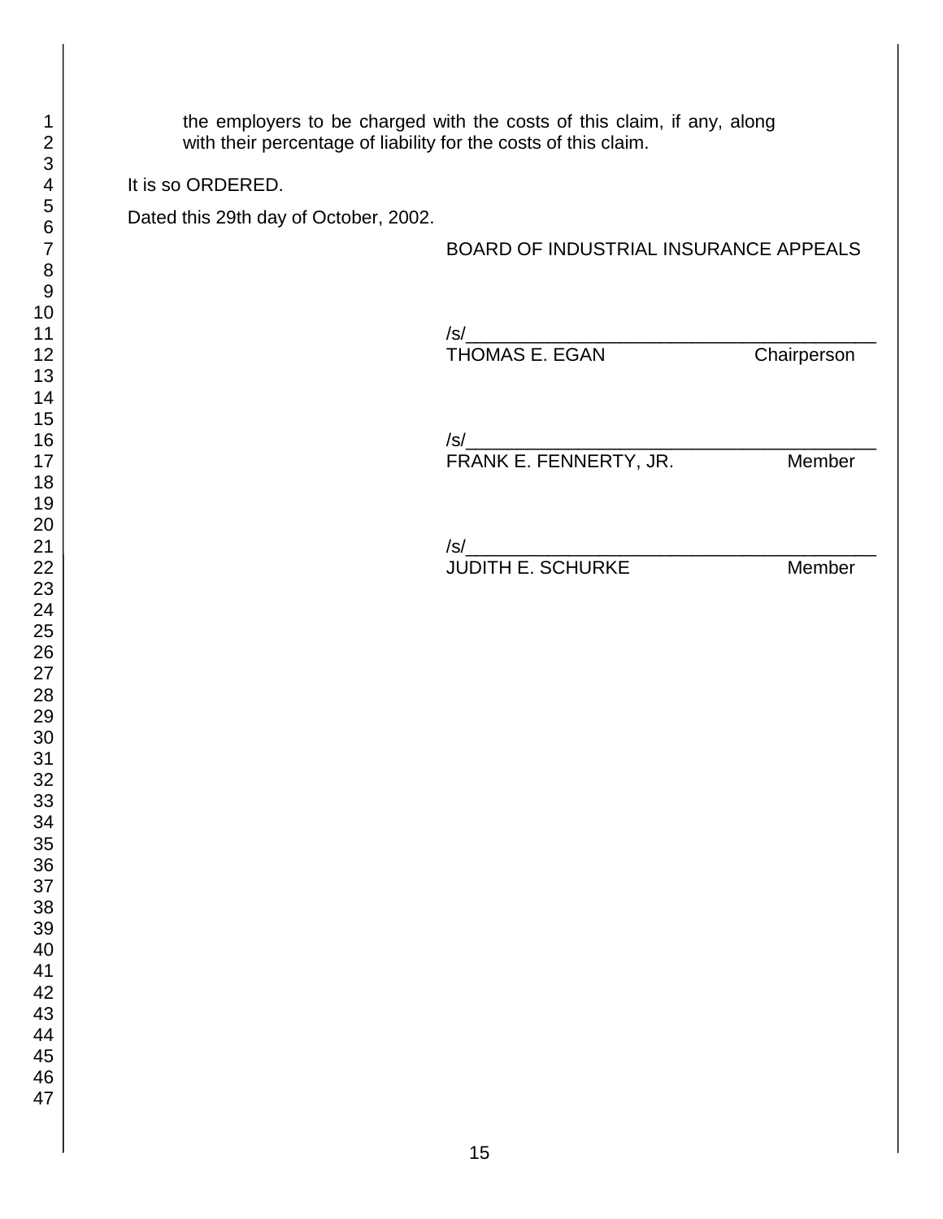the employers to be charged with the costs of this claim, if any, along with their percentage of liability for the costs of this claim.

It is so ORDERED.

Dated this 29th day of October, 2002.

BOARD OF INDUSTRIAL INSURANCE APPEALS

/s/_________________________________________
THOMAS E. EGAN Chairperson

/s/_________________________________________
FRANK E. FENNERTY, JR. Member

/s/_________________________________________
JUDITH E. SCHURKE Member